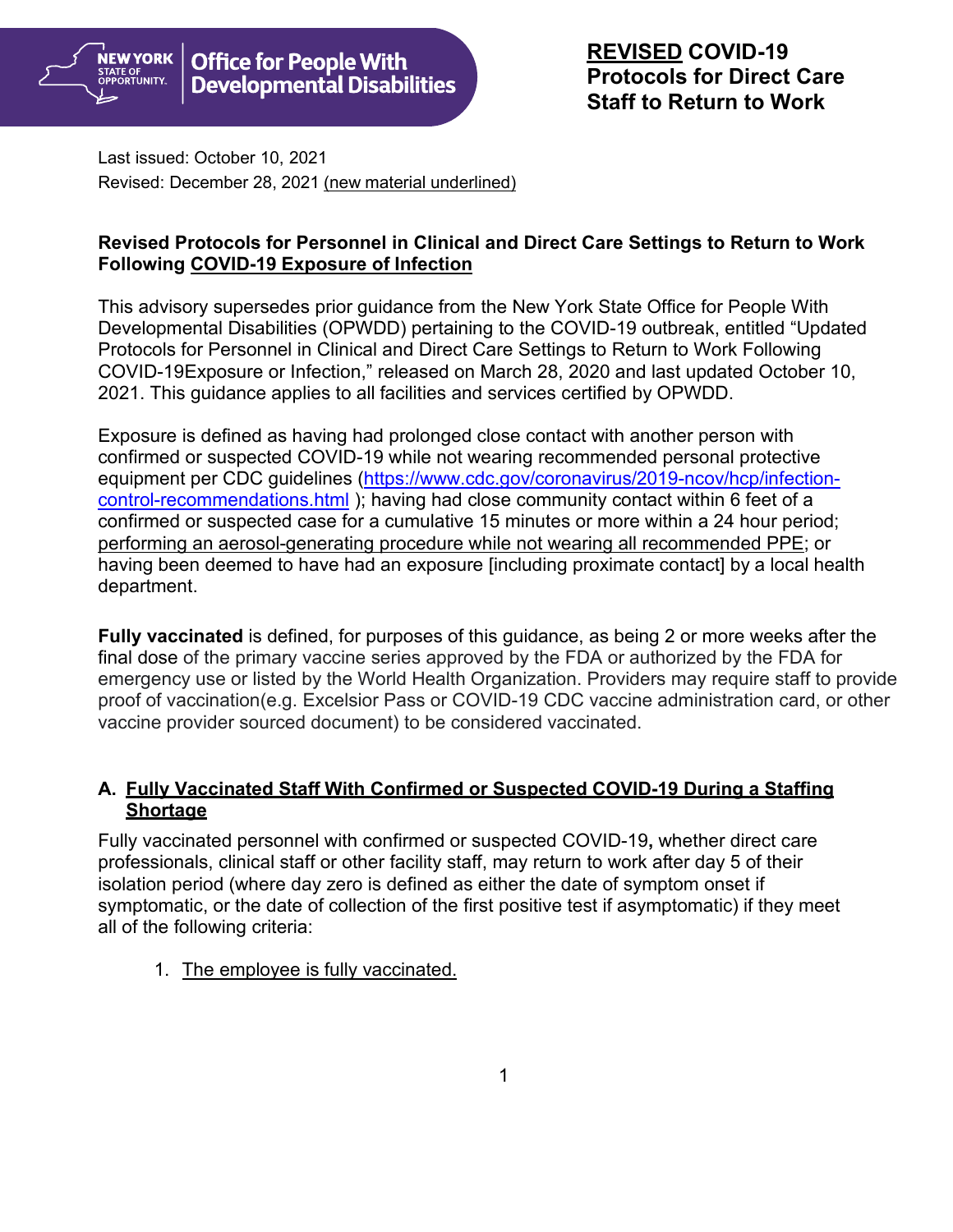NEW YORK STATE OF OPPORTUNITY. Office for People With Developmental Disabilities

# REVISED COVID-19 Protocols for Direct Care Staff to Return to Work

Last issued: October 10, 2021

Revised: December 28, 2021 (new material underlined)

## Revised Protocols for Personnel in Clinical and Direct Care Settings to Return to Work Following COVID-19 Exposure of Infection

This advisory supersedes prior guidance from the New York State Office for People With Developmental Disabilities (OPWDD) pertaining to the COVID-19 outbreak, entitled "Updated Protocols for Personnel in Clinical and Direct Care Settings to Return to Work Following COVID-19Exposure or Infection," released on March 28, 2020 and last updated October 10, 2021. This guidance applies to all facilities and services certified by OPWDD.

Exposure is defined as having had prolonged close contact with another person with confirmed or suspected COVID-19 while not wearing recommended personal protective equipment per CDC guidelines (https://www.cdc.gov/coronavirus/2019-ncov/hcp/infection-control-recommendations.html ); having had close community contact within 6 feet of a confirmed or suspected case for a cumulative 15 minutes or more within a 24 hour period; performing an aerosol-generating procedure while not wearing all recommended PPE; or having been deemed to have had an exposure [including proximate contact] by a local health department.

**Fully vaccinated** is defined, for purposes of this guidance, as being 2 or more weeks after the final dose of the primary vaccine series approved by the FDA or authorized by the FDA for emergency use or listed by the World Health Organization. Providers may require staff to provide proof of vaccination(e.g. Excelsior Pass or COVID-19 CDC vaccine administration card, or other vaccine provider sourced document) to be considered vaccinated.

### A. Fully Vaccinated Staff With Confirmed or Suspected COVID-19 During a Staffing Shortage

Fully vaccinated personnel with confirmed or suspected COVID-19**,** whether direct care professionals, clinical staff or other facility staff, may return to work after day 5 of their isolation period (where day zero is defined as either the date of symptom onset if symptomatic, or the date of collection of the first positive test if asymptomatic) if they meet all of the following criteria:

1. The employee is fully vaccinated.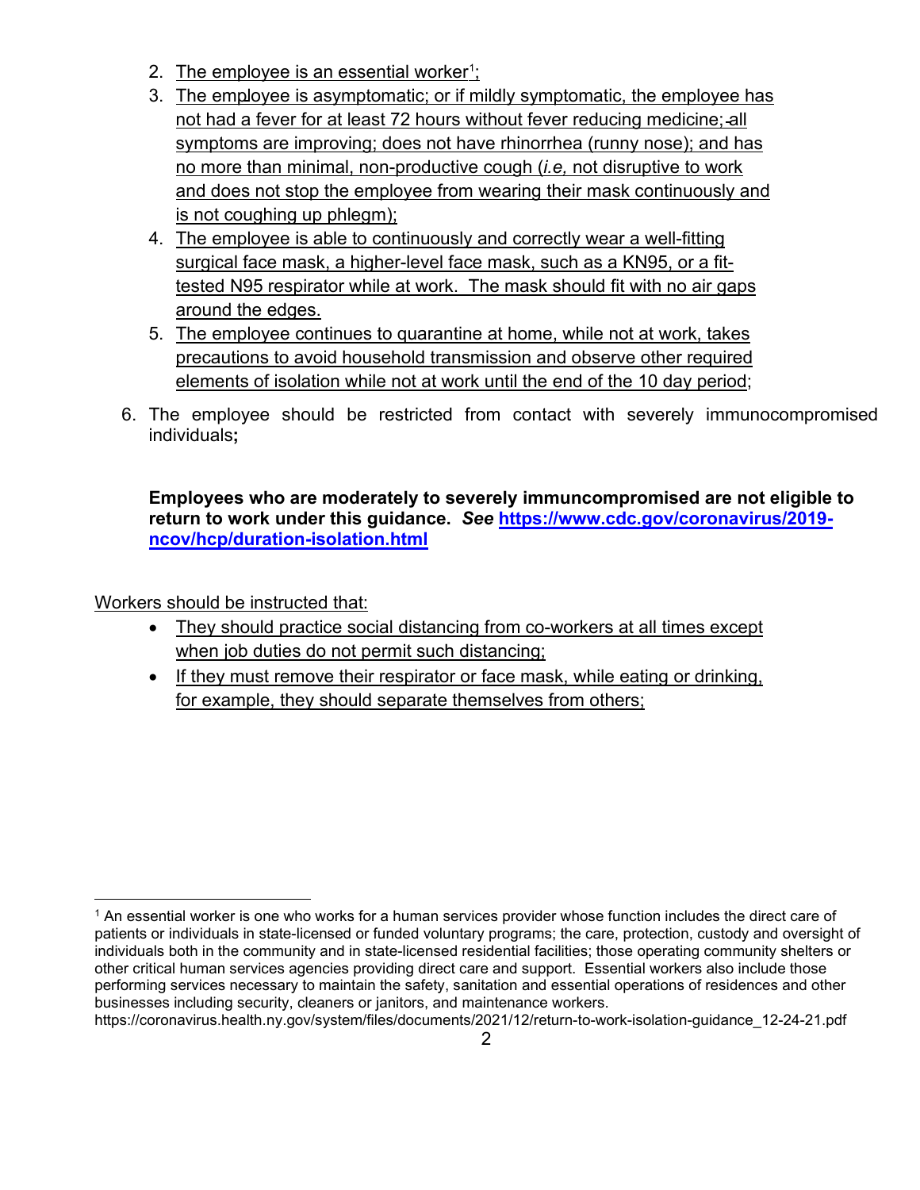2. The employee is an essential worker[1];
3. The employee is asymptomatic; or if mildly symptomatic, the employee has not had a fever for at least 72 hours without fever reducing medicine; all symptoms are improving; does not have rhinorrhea (runny nose); and has no more than minimal, non-productive cough (*i.e,* not disruptive to work and does not stop the employee from wearing their mask continuously and is not coughing up phlegm);
4. The employee is able to continuously and correctly wear a well-fitting surgical face mask, a higher-level face mask, such as a KN95, or a fit-tested N95 respirator while at work. The mask should fit with no air gaps around the edges.
5. The employee continues to quarantine at home, while not at work, takes precautions to avoid household transmission and observe other required elements of isolation while not at work until the end of the 10 day period;
6. The employee should be restricted from contact with severely immunocompromised individuals**;**

**Employees who are moderately to severely immuncompromised are not eligible to return to work under this guidance. *See* https://www.cdc.gov/coronavirus/2019-ncov/hcp/duration-isolation.html**

Workers should be instructed that:

- They should practice social distancing from co-workers at all times except when job duties do not permit such distancing;
- If they must remove their respirator or face mask, while eating or drinking, for example, they should separate themselves from others;

[1] An essential worker is one who works for a human services provider whose function includes the direct care of patients or individuals in state-licensed or funded voluntary programs; the care, protection, custody and oversight of individuals both in the community and in state-licensed residential facilities; those operating community shelters or other critical human services agencies providing direct care and support. Essential workers also include those performing services necessary to maintain the safety, sanitation and essential operations of residences and other businesses including security, cleaners or janitors, and maintenance workers.
https://coronavirus.health.ny.gov/system/files/documents/2021/12/return-to-work-isolation-guidance_12-24-21.pdf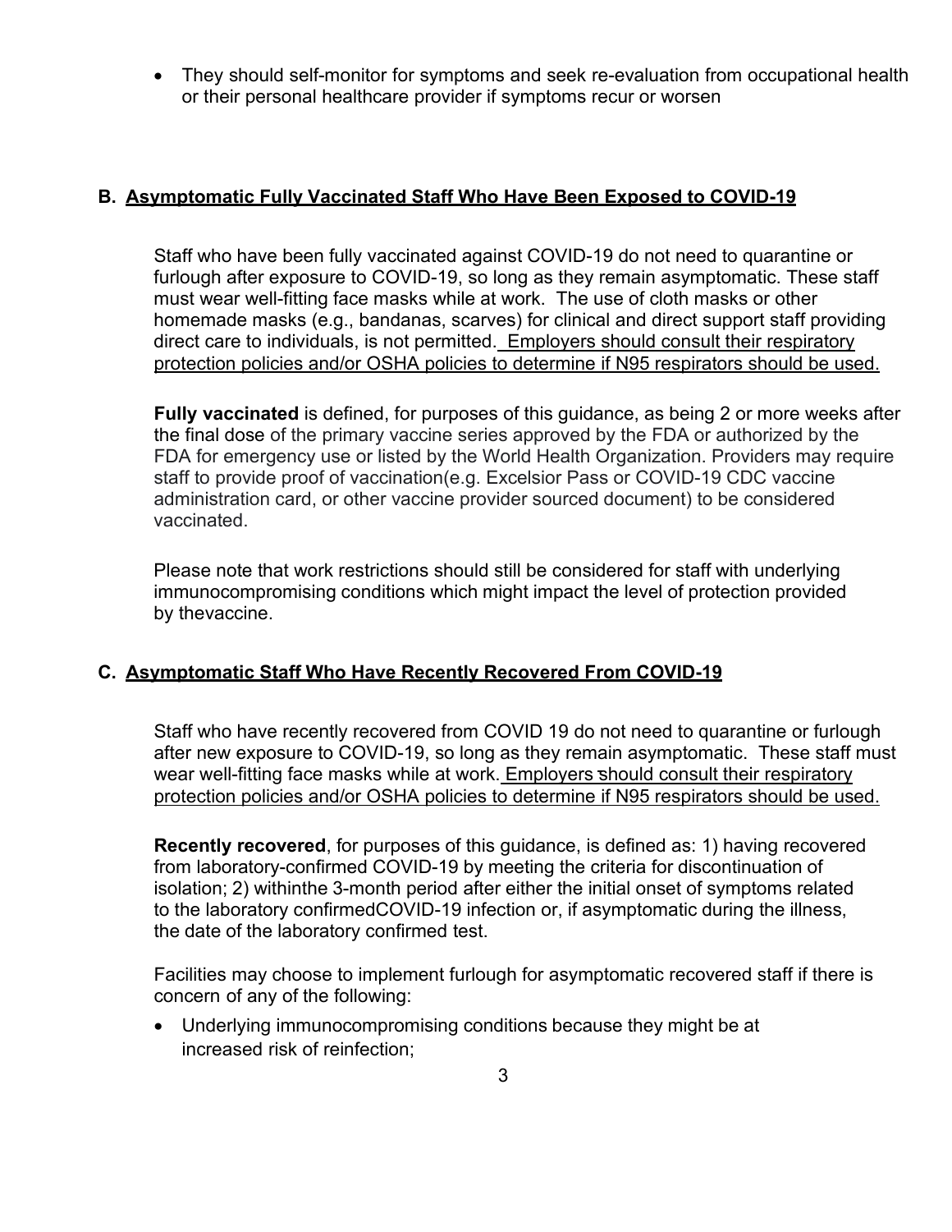- They should self-monitor for symptoms and seek re-evaluation from occupational health or their personal healthcare provider if symptoms recur or worsen

### B. Asymptomatic Fully Vaccinated Staff Who Have Been Exposed to COVID-19

Staff who have been fully vaccinated against COVID-19 do not need to quarantine or furlough after exposure to COVID-19, so long as they remain asymptomatic. These staff must wear well-fitting face masks while at work. The use of cloth masks or other homemade masks (e.g., bandanas, scarves) for clinical and direct support staff providing direct care to individuals, is not permitted. Employers should consult their respiratory protection policies and/or OSHA policies to determine if N95 respirators should be used.

**Fully vaccinated** is defined, for purposes of this guidance, as being 2 or more weeks after the final dose of the primary vaccine series approved by the FDA or authorized by the FDA for emergency use or listed by the World Health Organization. Providers may require staff to provide proof of vaccination(e.g. Excelsior Pass or COVID-19 CDC vaccine administration card, or other vaccine provider sourced document) to be considered vaccinated.

Please note that work restrictions should still be considered for staff with underlying immunocompromising conditions which might impact the level of protection provided by thevaccine.

### C. Asymptomatic Staff Who Have Recently Recovered From COVID-19

Staff who have recently recovered from COVID 19 do not need to quarantine or furlough after new exposure to COVID-19, so long as they remain asymptomatic. These staff must wear well-fitting face masks while at work. Employers should consult their respiratory protection policies and/or OSHA policies to determine if N95 respirators should be used.

**Recently recovered**, for purposes of this guidance, is defined as: 1) having recovered from laboratory-confirmed COVID-19 by meeting the criteria for discontinuation of isolation; 2) withinthe 3-month period after either the initial onset of symptoms related to the laboratory confirmedCOVID-19 infection or, if asymptomatic during the illness, the date of the laboratory confirmed test.

Facilities may choose to implement furlough for asymptomatic recovered staff if there is concern of any of the following:

- Underlying immunocompromising conditions because they might be at increased risk of reinfection;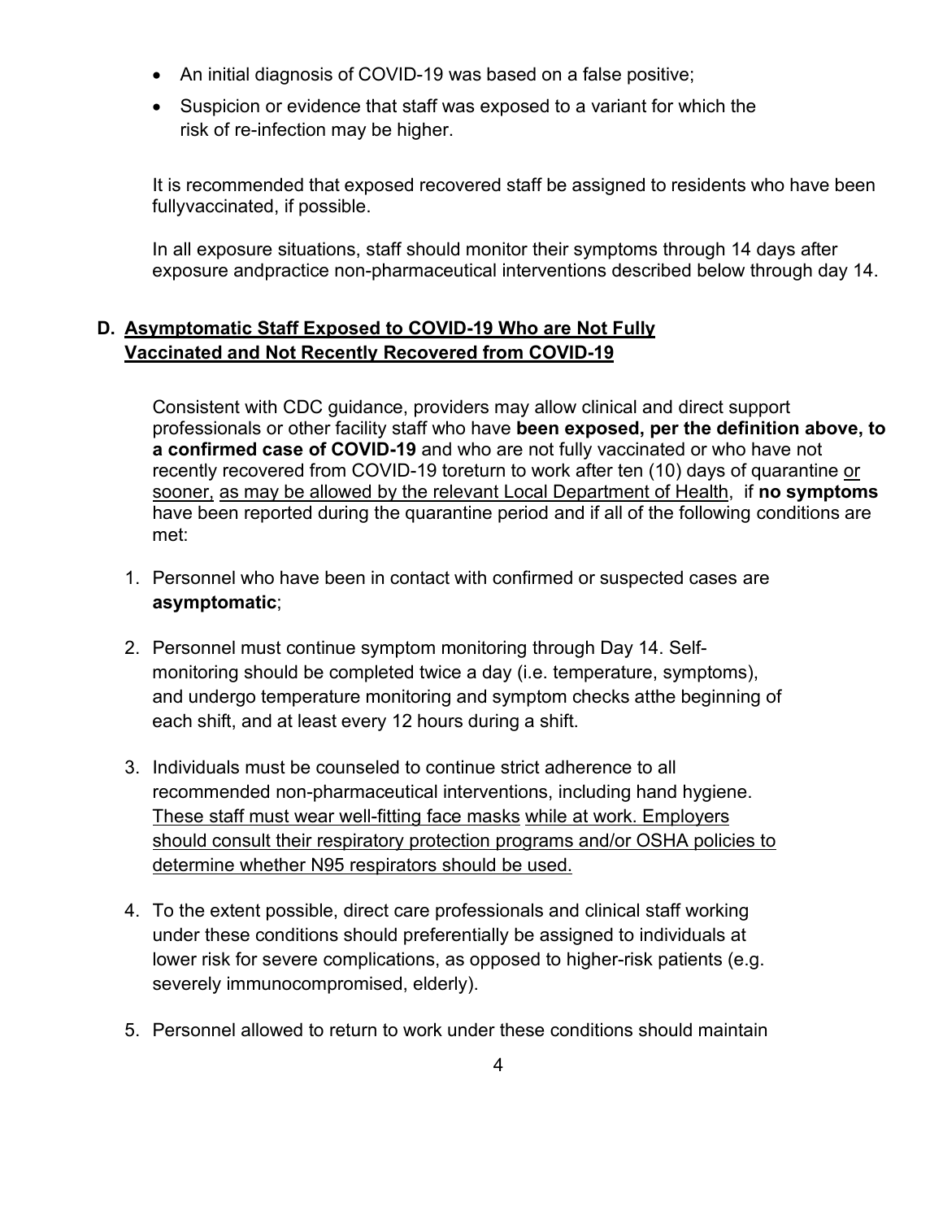- An initial diagnosis of COVID-19 was based on a false positive;
- Suspicion or evidence that staff was exposed to a variant for which the risk of re-infection may be higher.

It is recommended that exposed recovered staff be assigned to residents who have been fullyvaccinated, if possible.

In all exposure situations, staff should monitor their symptoms through 14 days after exposure andpractice non-pharmaceutical interventions described below through day 14.

## D. Asymptomatic Staff Exposed to COVID-19 Who are Not Fully Vaccinated and Not Recently Recovered from COVID-19

Consistent with CDC guidance, providers may allow clinical and direct support professionals or other facility staff who have **been exposed, per the definition above, to a confirmed case of COVID-19** and who are not fully vaccinated or who have not recently recovered from COVID-19 toreturn to work after ten (10) days of quarantine or sooner, as may be allowed by the relevant Local Department of Health, if **no symptoms** have been reported during the quarantine period and if all of the following conditions are met:

1. Personnel who have been in contact with confirmed or suspected cases are **asymptomatic**;
2. Personnel must continue symptom monitoring through Day 14. Self-monitoring should be completed twice a day (i.e. temperature, symptoms), and undergo temperature monitoring and symptom checks atthe beginning of each shift, and at least every 12 hours during a shift.
3. Individuals must be counseled to continue strict adherence to all recommended non-pharmaceutical interventions, including hand hygiene. These staff must wear well-fitting face masks while at work. Employers should consult their respiratory protection programs and/or OSHA policies to determine whether N95 respirators should be used.
4. To the extent possible, direct care professionals and clinical staff working under these conditions should preferentially be assigned to individuals at lower risk for severe complications, as opposed to higher-risk patients (e.g. severely immunocompromised, elderly).
5. Personnel allowed to return to work under these conditions should maintain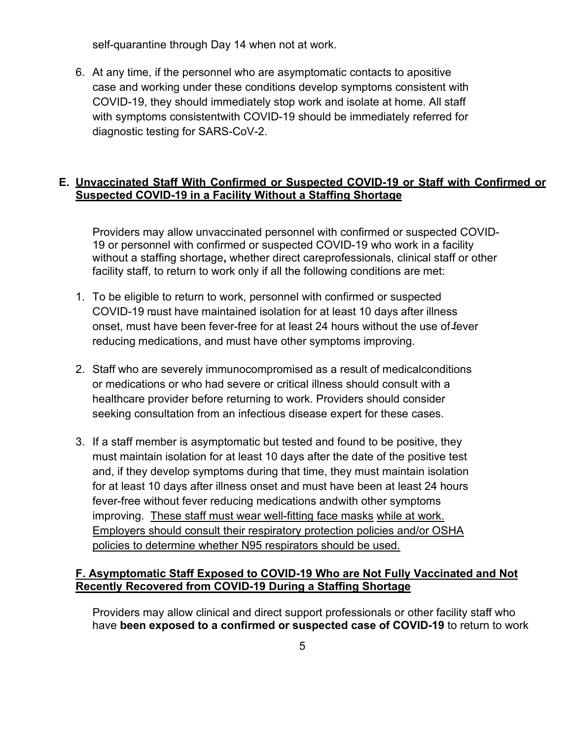self-quarantine through Day 14 when not at work.

6. At any time, if the personnel who are asymptomatic contacts to apositive case and working under these conditions develop symptoms consistent with COVID-19, they should immediately stop work and isolate at home. All staff with symptoms consistentwith COVID-19 should be immediately referred for diagnostic testing for SARS-CoV-2.

## E. Unvaccinated Staff With Confirmed or Suspected COVID-19 or Staff with Confirmed or Suspected COVID-19 in a Facility Without a Staffing Shortage

Providers may allow unvaccinated personnel with confirmed or suspected COVID-19 or personnel with confirmed or suspected COVID-19 who work in a facility without a staffing shortage**,** whether direct careprofessionals, clinical staff or other facility staff, to return to work only if all the following conditions are met:

1. To be eligible to return to work, personnel with confirmed or suspected COVID-19 must have maintained isolation for at least 10 days after illness onset, must have been fever-free for at least 24 hours without the use of fever reducing medications, and must have other symptoms improving.

2. Staff who are severely immunocompromised as a result of medicalconditions or medications or who had severe or critical illness should consult with a healthcare provider before returning to work. Providers should consider seeking consultation from an infectious disease expert for these cases.

3. If a staff member is asymptomatic but tested and found to be positive, they must maintain isolation for at least 10 days after the date of the positive test and, if they develop symptoms during that time, they must maintain isolation for at least 10 days after illness onset and must have been at least 24 hours fever-free without fever reducing medications andwith other symptoms improving. <u>These staff must wear well-fitting face masks</u> <u>while at work. Employers should consult their respiratory protection policies and/or OSHA policies to determine whether N95 respirators should be used.</u>

## F. Asymptomatic Staff Exposed to COVID-19 Who are Not Fully Vaccinated and Not Recently Recovered from COVID-19 During a Staffing Shortage

Providers may allow clinical and direct support professionals or other facility staff who have **been exposed to a confirmed or suspected case of COVID-19** to return to work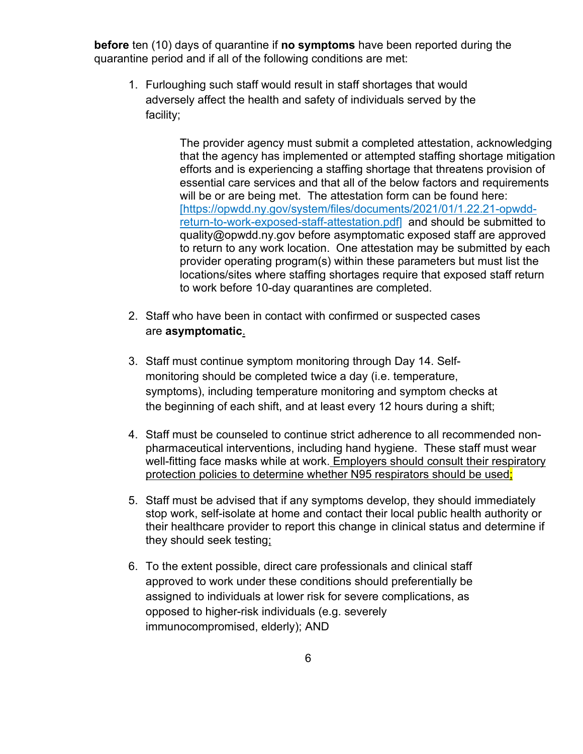**before** ten (10) days of quarantine if **no symptoms** have been reported during the quarantine period and if all of the following conditions are met:

1. Furloughing such staff would result in staff shortages that would adversely affect the health and safety of individuals served by the facility;

    The provider agency must submit a completed attestation, acknowledging that the agency has implemented or attempted staffing shortage mitigation efforts and is experiencing a staffing shortage that threatens provision of essential care services and that all of the below factors and requirements will be or are being met. The attestation form can be found here: [https://opwdd.ny.gov/system/files/documents/2021/01/1.22.21-opwdd-return-to-work-exposed-staff-attestation.pdf] and should be submitted to quality@opwdd.ny.gov before asymptomatic exposed staff are approved to return to any work location. One attestation may be submitted by each provider operating program(s) within these parameters but must list the locations/sites where staffing shortages require that exposed staff return to work before 10-day quarantines are completed.

2. Staff who have been in contact with confirmed or suspected cases are **asymptomatic**.

3. Staff must continue symptom monitoring through Day 14. Self-monitoring should be completed twice a day (i.e. temperature, symptoms), including temperature monitoring and symptom checks at the beginning of each shift, and at least every 12 hours during a shift;

4. Staff must be counseled to continue strict adherence to all recommended non-pharmaceutical interventions, including hand hygiene. These staff must wear well-fitting face masks while at work. Employers should consult their respiratory protection policies to determine whether N95 respirators should be used;

5. Staff must be advised that if any symptoms develop, they should immediately stop work, self-isolate at home and contact their local public health authority or their healthcare provider to report this change in clinical status and determine if they should seek testing;

6. To the extent possible, direct care professionals and clinical staff approved to work under these conditions should preferentially be assigned to individuals at lower risk for severe complications, as opposed to higher-risk individuals (e.g. severely immunocompromised, elderly); AND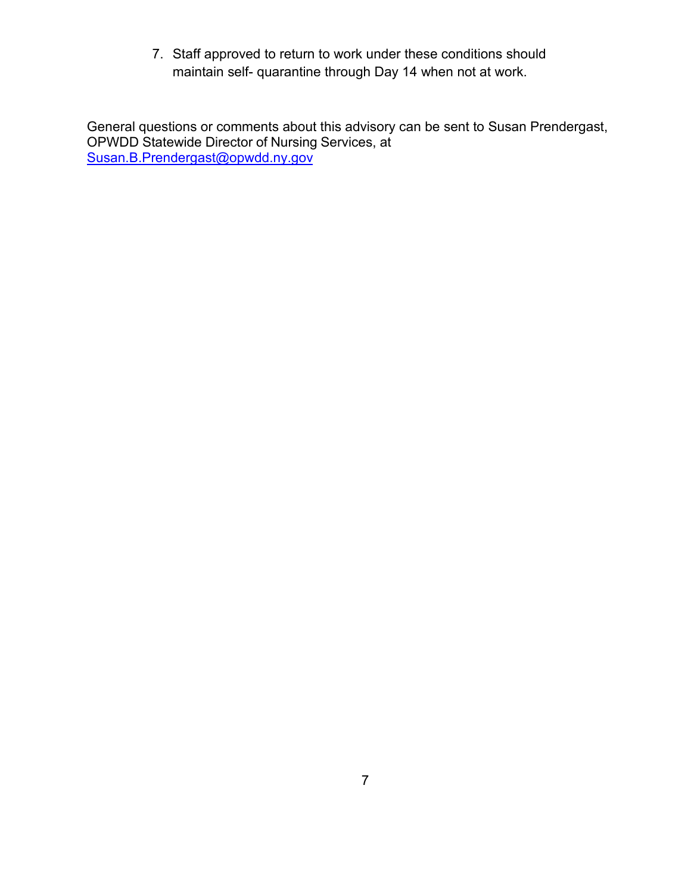7. Staff approved to return to work under these conditions should maintain self- quarantine through Day 14 when not at work.

General questions or comments about this advisory can be sent to Susan Prendergast, OPWDD Statewide Director of Nursing Services, at Susan.B.Prendergast@opwdd.ny.gov